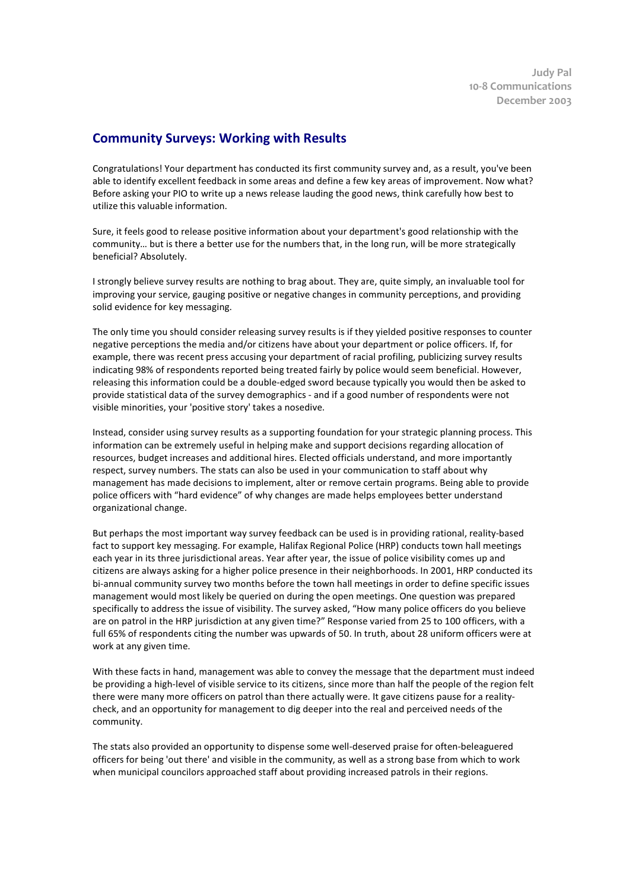Judy Pal
10-8 Communications
December 2003

## Community Surveys: Working with Results

Congratulations! Your department has conducted its first community survey and, as a result, you've been able to identify excellent feedback in some areas and define a few key areas of improvement. Now what? Before asking your PIO to write up a news release lauding the good news, think carefully how best to utilize this valuable information.

Sure, it feels good to release positive information about your department's good relationship with the community… but is there a better use for the numbers that, in the long run, will be more strategically beneficial? Absolutely.

I strongly believe survey results are nothing to brag about. They are, quite simply, an invaluable tool for improving your service, gauging positive or negative changes in community perceptions, and providing solid evidence for key messaging.

The only time you should consider releasing survey results is if they yielded positive responses to counter negative perceptions the media and/or citizens have about your department or police officers. If, for example, there was recent press accusing your department of racial profiling, publicizing survey results indicating 98% of respondents reported being treated fairly by police would seem beneficial. However, releasing this information could be a double-edged sword because typically you would then be asked to provide statistical data of the survey demographics - and if a good number of respondents were not visible minorities, your 'positive story' takes a nosedive.

Instead, consider using survey results as a supporting foundation for your strategic planning process. This information can be extremely useful in helping make and support decisions regarding allocation of resources, budget increases and additional hires. Elected officials understand, and more importantly respect, survey numbers. The stats can also be used in your communication to staff about why management has made decisions to implement, alter or remove certain programs. Being able to provide police officers with "hard evidence" of why changes are made helps employees better understand organizational change.

But perhaps the most important way survey feedback can be used is in providing rational, reality-based fact to support key messaging. For example, Halifax Regional Police (HRP) conducts town hall meetings each year in its three jurisdictional areas. Year after year, the issue of police visibility comes up and citizens are always asking for a higher police presence in their neighborhoods. In 2001, HRP conducted its bi-annual community survey two months before the town hall meetings in order to define specific issues management would most likely be queried on during the open meetings. One question was prepared specifically to address the issue of visibility. The survey asked, "How many police officers do you believe are on patrol in the HRP jurisdiction at any given time?" Response varied from 25 to 100 officers, with a full 65% of respondents citing the number was upwards of 50. In truth, about 28 uniform officers were at work at any given time.

With these facts in hand, management was able to convey the message that the department must indeed be providing a high-level of visible service to its citizens, since more than half the people of the region felt there were many more officers on patrol than there actually were. It gave citizens pause for a reality-check, and an opportunity for management to dig deeper into the real and perceived needs of the community.

The stats also provided an opportunity to dispense some well-deserved praise for often-beleaguered officers for being 'out there' and visible in the community, as well as a strong base from which to work when municipal councilors approached staff about providing increased patrols in their regions.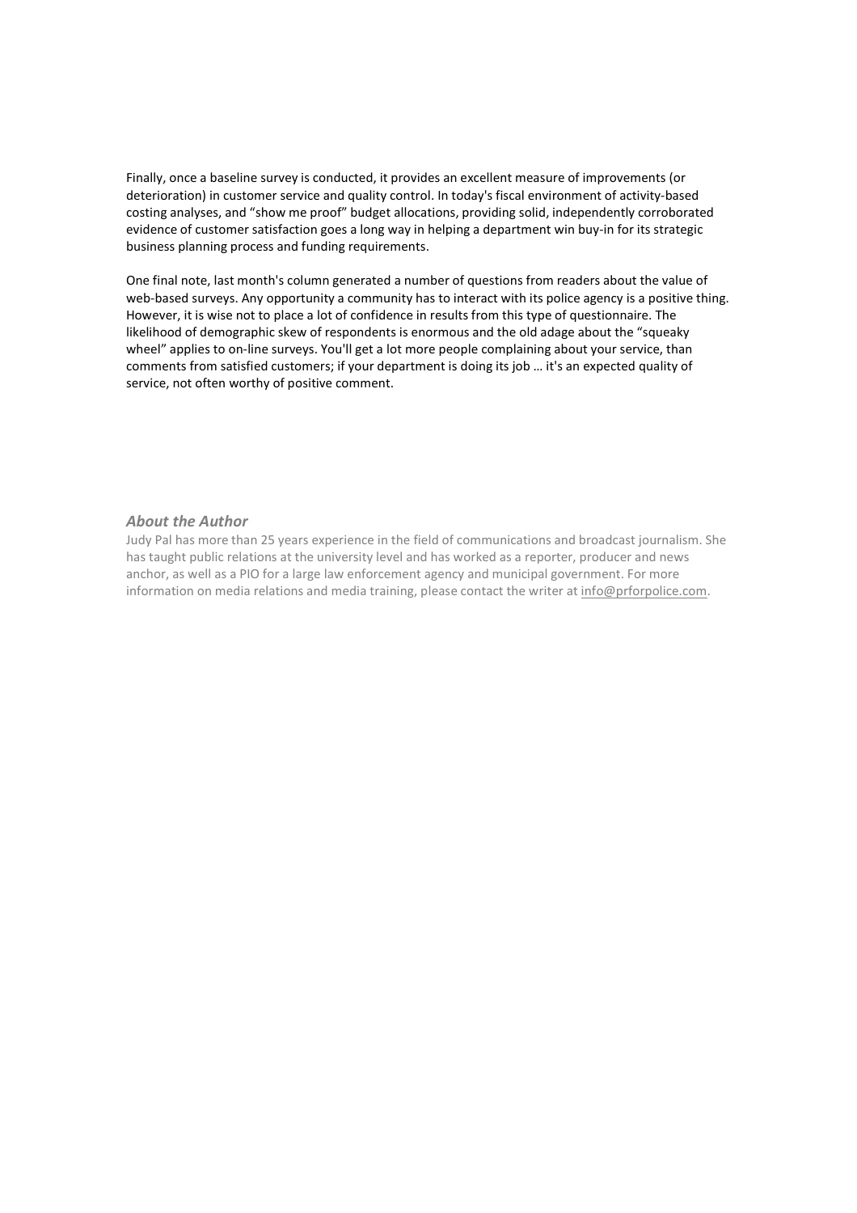Finally, once a baseline survey is conducted, it provides an excellent measure of improvements (or deterioration) in customer service and quality control. In today's fiscal environment of activity-based costing analyses, and "show me proof" budget allocations, providing solid, independently corroborated evidence of customer satisfaction goes a long way in helping a department win buy-in for its strategic business planning process and funding requirements.

One final note, last month's column generated a number of questions from readers about the value of web-based surveys. Any opportunity a community has to interact with its police agency is a positive thing. However, it is wise not to place a lot of confidence in results from this type of questionnaire. The likelihood of demographic skew of respondents is enormous and the old adage about the "squeaky wheel" applies to on-line surveys. You'll get a lot more people complaining about your service, than comments from satisfied customers; if your department is doing its job … it's an expected quality of service, not often worthy of positive comment.

### *About the Author*

Judy Pal has more than 25 years experience in the field of communications and broadcast journalism. She has taught public relations at the university level and has worked as a reporter, producer and news anchor, as well as a PIO for a large law enforcement agency and municipal government. For more information on media relations and media training, please contact the writer at info@prforpolice.com.